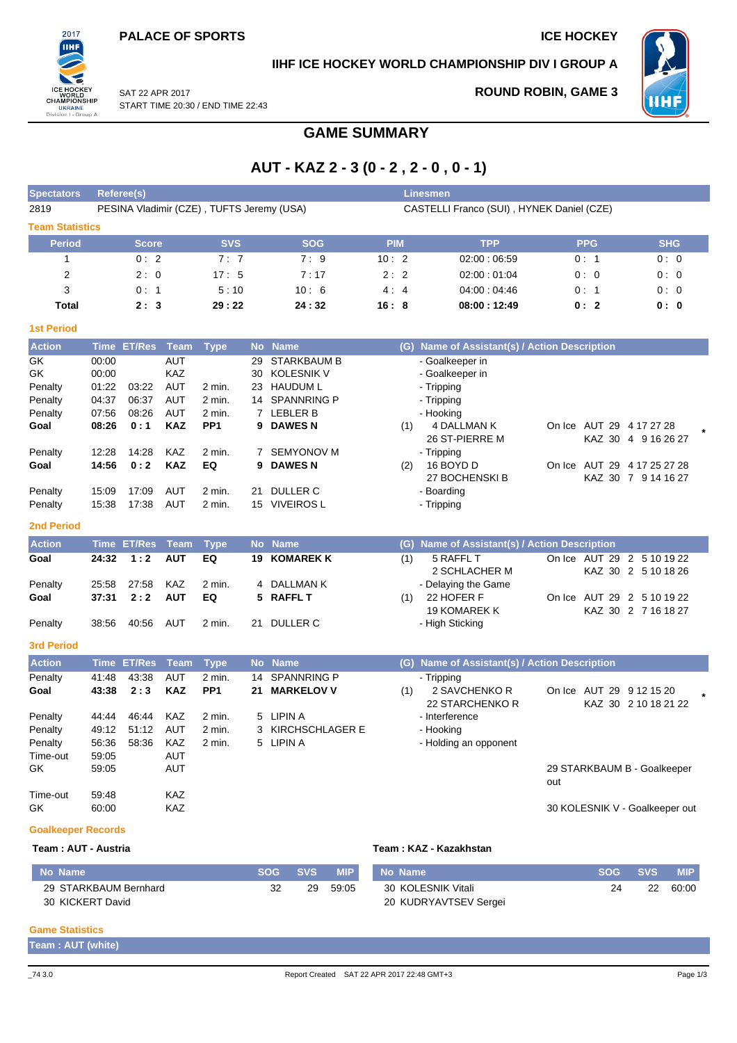PALACE OF SPORTS

ICE HOCKEY

IIHF ICE HOCKEY WORLD CHAMPIONSHIP DIV I GROUP A

SAT 22 APR 2017
START TIME 20:30 / END TIME 22:43

ROUND ROBIN, GAME 3

# GAME SUMMARY

## AUT - KAZ 2 - 3 (0 - 2 , 2 - 0 , 0 - 1)

| Spectators | Referee(s) | Linesmen |
|---|---|---|
| 2819 | PESINA Vladimir (CZE) , TUFTS Jeremy (USA) | CASTELLI Franco (SUI) , HYNEK Daniel (CZE) |

### Team Statistics

| Period | Score | SVS | SOG | PIM | TPP | PPG | SHG |
|---|---|---|---|---|---|---|---|
| 1 | 0 : 2 | 7 : 7 | 7 : 9 | 10 : 2 | 02:00 : 06:59 | 0 : 1 | 0 : 0 |
| 2 | 2 : 0 | 17 : 5 | 7 : 17 | 2 : 2 | 02:00 : 01:04 | 0 : 0 | 0 : 0 |
| 3 | 0 : 1 | 5 : 10 | 10 : 6 | 4 : 4 | 04:00 : 04:46 | 0 : 1 | 0 : 0 |
| **Total** | **2 : 3** | **29 : 22** | **24 : 32** | **16 : 8** | **08:00 : 12:49** | **0 : 2** | **0 : 0** |

### 1st Period

| Action | Time | ET/Res | Team | Type | No | Name | (G) | Name of Assistant(s) / Action Description | |
|---|---|---|---|---|---|---|---|---|---|
| GK | 00:00 | | AUT | | 29 | STARKBAUM B | | - Goalkeeper in | |
| GK | 00:00 | | KAZ | | 30 | KOLESNIK V | | - Goalkeeper in | |
| Penalty | 01:22 | 03:22 | AUT | 2 min. | 23 | HAUDUM L | | - Tripping | |
| Penalty | 04:37 | 06:37 | AUT | 2 min. | 14 | SPANNRING P | | - Tripping | |
| Penalty | 07:56 | 08:26 | AUT | 2 min. | 7 | LEBLER B | | - Hooking | |
| **Goal** | **08:26** | **0 : 1** | **KAZ** | **PP1** | **9** | **DAWES N** | (1) | 4 DALLMAN K<br>26 ST-PIERRE M | On Ice AUT 29 4 17 27 28<br>KAZ 30 4 9 16 26 27 * |
| Penalty | 12:28 | 14:28 | KAZ | 2 min. | 7 | SEMYONOV M | | - Tripping | |
| **Goal** | **14:56** | **0 : 2** | **KAZ** | **EQ** | **9** | **DAWES N** | (2) | 16 BOYD D<br>27 BOCHENSKI B | On Ice AUT 29 4 17 25 27 28<br>KAZ 30 7 9 14 16 27 |
| Penalty | 15:09 | 17:09 | AUT | 2 min. | 21 | DULLER C | | - Boarding | |
| Penalty | 15:38 | 17:38 | AUT | 2 min. | 15 | VIVEIROS L | | - Tripping | |

### 2nd Period

| Action | Time | ET/Res | Team | Type | No | Name | (G) | Name of Assistant(s) / Action Description | |
|---|---|---|---|---|---|---|---|---|---|
| **Goal** | **24:32** | **1 : 2** | **AUT** | **EQ** | **19** | **KOMAREK K** | (1) | 5 RAFFL T<br>2 SCHLACHER M | On Ice AUT 29 2 5 10 19 22<br>KAZ 30 2 5 10 18 26 |
| Penalty | 25:58 | 27:58 | KAZ | 2 min. | 4 | DALLMAN K | | - Delaying the Game | |
| **Goal** | **37:31** | **2 : 2** | **AUT** | **EQ** | **5** | **RAFFL T** | (1) | 22 HOFER F<br>19 KOMAREK K | On Ice AUT 29 2 5 10 19 22<br>KAZ 30 2 7 16 18 27 |
| Penalty | 38:56 | 40:56 | AUT | 2 min. | 21 | DULLER C | | - High Sticking | |

### 3rd Period

| Action | Time | ET/Res | Team | Type | No | Name | (G) | Name of Assistant(s) / Action Description | |
|---|---|---|---|---|---|---|---|---|---|
| Penalty | 41:48 | 43:38 | AUT | 2 min. | 14 | SPANNRING P | | - Tripping | |
| **Goal** | **43:38** | **2 : 3** | **KAZ** | **PP1** | **21** | **MARKELOV V** | (1) | 2 SAVCHENKO R<br>22 STARCHENKO R | On Ice AUT 29 9 12 15 20<br>KAZ 30 2 10 18 21 22 * |
| Penalty | 44:44 | 46:44 | KAZ | 2 min. | 5 | LIPIN A | | - Interference | |
| Penalty | 49:12 | 51:12 | AUT | 2 min. | 3 | KIRCHSCHLAGER E | | - Hooking | |
| Penalty | 56:36 | 58:36 | KAZ | 2 min. | 5 | LIPIN A | | - Holding an opponent | |
| Time-out | 59:05 | | AUT | | | | | | |
| GK | 59:05 | | AUT | | | | | | 29 STARKBAUM B - Goalkeeper out |
| Time-out | 59:48 | | KAZ | | | | | | |
| GK | 60:00 | | KAZ | | | | | | 30 KOLESNIK V - Goalkeeper out |

### Goalkeeper Records

**Team : AUT - Austria**

| No | Name | SOG | SVS | MIP |
|---|---|---|---|---|
| 29 | STARKBAUM Bernhard | 32 | 29 | 59:05 |
| 30 | KICKERT David | | | |

**Team : KAZ - Kazakhstan**

| No | Name | SOG | SVS | MIP |
|---|---|---|---|---|
| 30 | KOLESNIK Vitali | 24 | 22 | 60:00 |
| 20 | KUDRYAVTSEV Sergei | | | |

### Game Statistics

**Team : AUT (white)**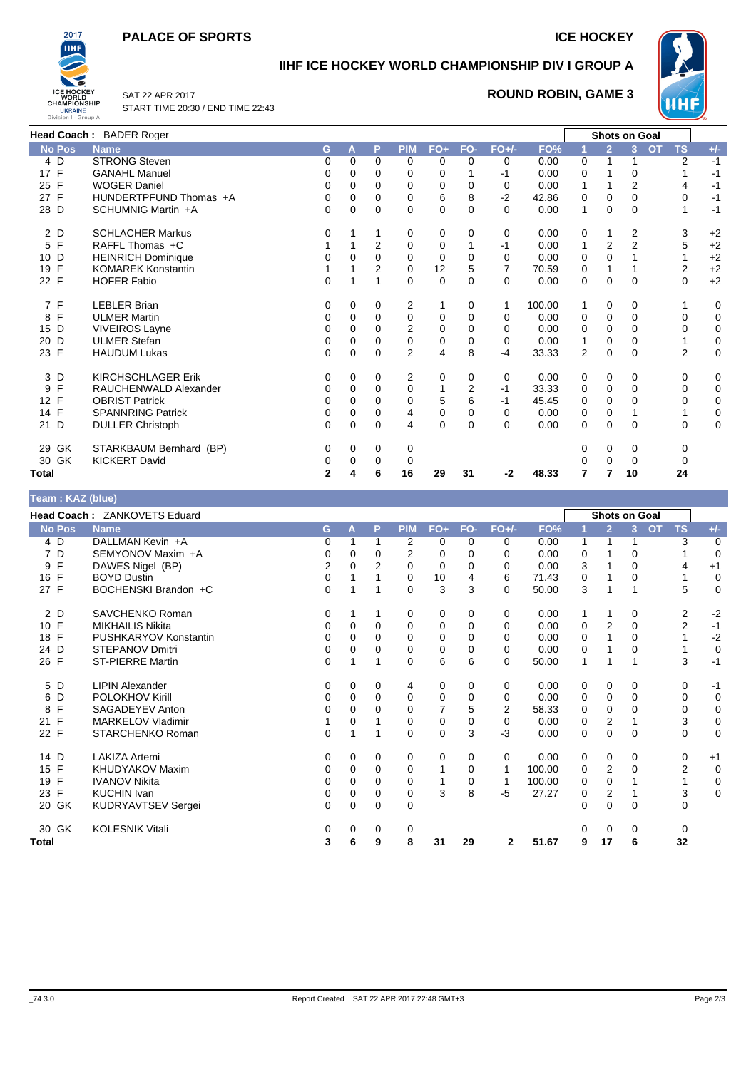# PALACE OF SPORTS

**ICE HOCKEY**

## IIHF ICE HOCKEY WORLD CHAMPIONSHIP DIV I GROUP A

SAT 22 APR 2017
START TIME 20:30 / END TIME 22:43

**ROUND ROBIN, GAME 3**

**Head Coach :** BADER Roger

| No | Pos | Name | G | A | P | PIM | FO+ | FO- | FO+/- | FO% | Shots on Goal 1 | 2 | 3 | OT | TS | +/- |
|---|---|---|---|---|---|---|---|---|---|---|---|---|---|---|---|---|
| 4 | D | STRONG Steven | 0 | 0 | 0 | 0 | 0 | 0 | 0 | 0.00 | 0 | 1 | 1 | | 2 | -1 |
| 17 | F | GANAHL Manuel | 0 | 0 | 0 | 0 | 0 | 1 | -1 | 0.00 | 0 | 1 | 0 | | 1 | -1 |
| 25 | F | WOGER Daniel | 0 | 0 | 0 | 0 | 0 | 0 | 0 | 0.00 | 1 | 1 | 2 | | 4 | -1 |
| 27 | F | HUNDERTPFUND Thomas +A | 0 | 0 | 0 | 0 | 6 | 8 | -2 | 42.86 | 0 | 0 | 0 | | 0 | -1 |
| 28 | D | SCHUMNIG Martin +A | 0 | 0 | 0 | 0 | 0 | 0 | 0 | 0.00 | 1 | 0 | 0 | | 1 | -1 |
| 2 | D | SCHLACHER Markus | 0 | 1 | 1 | 0 | 0 | 0 | 0 | 0.00 | 0 | 1 | 2 | | 3 | +2 |
| 5 | F | RAFFL Thomas +C | 1 | 1 | 2 | 0 | 0 | 1 | -1 | 0.00 | 1 | 2 | 2 | | 5 | +2 |
| 10 | D | HEINRICH Dominique | 0 | 0 | 0 | 0 | 0 | 0 | 0 | 0.00 | 0 | 0 | 1 | | 1 | +2 |
| 19 | F | KOMAREK Konstantin | 1 | 1 | 2 | 0 | 12 | 5 | 7 | 70.59 | 0 | 1 | 1 | | 2 | +2 |
| 22 | F | HOFER Fabio | 0 | 1 | 1 | 0 | 0 | 0 | 0 | 0.00 | 0 | 0 | 0 | | 0 | +2 |
| 7 | F | LEBLER Brian | 0 | 0 | 0 | 2 | 1 | 0 | 1 | 100.00 | 1 | 0 | 0 | | 1 | 0 |
| 8 | F | ULMER Martin | 0 | 0 | 0 | 0 | 0 | 0 | 0 | 0.00 | 0 | 0 | 0 | | 0 | 0 |
| 15 | D | VIVEIROS Layne | 0 | 0 | 0 | 2 | 0 | 0 | 0 | 0.00 | 0 | 0 | 0 | | 0 | 0 |
| 20 | D | ULMER Stefan | 0 | 0 | 0 | 0 | 0 | 0 | 0 | 0.00 | 1 | 0 | 0 | | 1 | 0 |
| 23 | F | HAUDUM Lukas | 0 | 0 | 0 | 2 | 4 | 8 | -4 | 33.33 | 2 | 0 | 0 | | 2 | 0 |
| 3 | D | KIRCHSCHLAGER Erik | 0 | 0 | 0 | 2 | 0 | 0 | 0 | 0.00 | 0 | 0 | 0 | | 0 | 0 |
| 9 | F | RAUCHENWALD Alexander | 0 | 0 | 0 | 0 | 1 | 2 | -1 | 33.33 | 0 | 0 | 0 | | 0 | 0 |
| 12 | F | OBRIST Patrick | 0 | 0 | 0 | 0 | 5 | 6 | -1 | 45.45 | 0 | 0 | 0 | | 0 | 0 |
| 14 | F | SPANNRING Patrick | 0 | 0 | 0 | 4 | 0 | 0 | 0 | 0.00 | 0 | 0 | 1 | | 1 | 0 |
| 21 | D | DULLER Christoph | 0 | 0 | 0 | 4 | 0 | 0 | 0 | 0.00 | 0 | 0 | 0 | | 0 | 0 |
| 29 | GK | STARKBAUM Bernhard (BP) | 0 | 0 | 0 | 0 | | | | | 0 | 0 | 0 | | 0 | |
| 30 | GK | KICKERT David | 0 | 0 | 0 | 0 | | | | | 0 | 0 | 0 | | 0 | |
| **Total** | | | **2** | **4** | **6** | **16** | **29** | **31** | **-2** | **48.33** | **7** | **7** | **10** | | **24** | |

**Team : KAZ (blue)**

**Head Coach :** ZANKOVETS Eduard

| No | Pos | Name | G | A | P | PIM | FO+ | FO- | FO+/- | FO% | Shots on Goal 1 | 2 | 3 | OT | TS | +/- |
|---|---|---|---|---|---|---|---|---|---|---|---|---|---|---|---|---|
| 4 | D | DALLMAN Kevin +A | 0 | 1 | 1 | 2 | 0 | 0 | 0 | 0.00 | 1 | 1 | 1 | | 3 | 0 |
| 7 | D | SEMYONOV Maxim +A | 0 | 0 | 0 | 2 | 0 | 0 | 0 | 0.00 | 0 | 1 | 0 | | 1 | 0 |
| 9 | F | DAWES Nigel (BP) | 2 | 0 | 2 | 0 | 0 | 0 | 0 | 0.00 | 3 | 1 | 0 | | 4 | +1 |
| 16 | F | BOYD Dustin | 0 | 1 | 1 | 0 | 10 | 4 | 6 | 71.43 | 0 | 1 | 0 | | 1 | 0 |
| 27 | F | BOCHENSKI Brandon +C | 0 | 1 | 1 | 0 | 3 | 3 | 0 | 50.00 | 3 | 1 | 1 | | 5 | 0 |
| 2 | D | SAVCHENKO Roman | 0 | 1 | 1 | 0 | 0 | 0 | 0 | 0.00 | 1 | 1 | 0 | | 2 | -2 |
| 10 | F | MIKHAILIS Nikita | 0 | 0 | 0 | 0 | 0 | 0 | 0 | 0.00 | 0 | 2 | 0 | | 2 | -1 |
| 18 | F | PUSHKARYOV Konstantin | 0 | 0 | 0 | 0 | 0 | 0 | 0 | 0.00 | 0 | 1 | 0 | | 1 | -2 |
| 24 | D | STEPANOV Dmitri | 0 | 0 | 0 | 0 | 0 | 0 | 0 | 0.00 | 0 | 1 | 0 | | 1 | 0 |
| 26 | F | ST-PIERRE Martin | 0 | 1 | 1 | 0 | 6 | 6 | 0 | 50.00 | 1 | 1 | 1 | | 3 | -1 |
| 5 | D | LIPIN Alexander | 0 | 0 | 0 | 4 | 0 | 0 | 0 | 0.00 | 0 | 0 | 0 | | 0 | -1 |
| 6 | D | POLOKHOV Kirill | 0 | 0 | 0 | 0 | 0 | 0 | 0 | 0.00 | 0 | 0 | 0 | | 0 | 0 |
| 8 | F | SAGADEYEV Anton | 0 | 0 | 0 | 0 | 7 | 5 | 2 | 58.33 | 0 | 0 | 0 | | 0 | 0 |
| 21 | F | MARKELOV Vladimir | 1 | 0 | 1 | 0 | 0 | 0 | 0 | 0.00 | 0 | 2 | 1 | | 3 | 0 |
| 22 | F | STARCHENKO Roman | 0 | 1 | 1 | 0 | 0 | 3 | -3 | 0.00 | 0 | 0 | 0 | | 0 | 0 |
| 14 | D | LAKIZA Artemi | 0 | 0 | 0 | 0 | 0 | 0 | 0 | 0.00 | 0 | 0 | 0 | | 0 | +1 |
| 15 | F | KHUDYAKOV Maxim | 0 | 0 | 0 | 0 | 1 | 0 | 1 | 100.00 | 0 | 2 | 0 | | 2 | 0 |
| 19 | F | IVANOV Nikita | 0 | 0 | 0 | 0 | 1 | 0 | 1 | 100.00 | 0 | 0 | 1 | | 1 | 0 |
| 23 | F | KUCHIN Ivan | 0 | 0 | 0 | 0 | 3 | 8 | -5 | 27.27 | 0 | 2 | 1 | | 3 | 0 |
| 20 | GK | KUDRYAVTSEV Sergei | 0 | 0 | 0 | 0 | | | | | 0 | 0 | 0 | | 0 | |
| 30 | GK | KOLESNIK Vitali | 0 | 0 | 0 | 0 | | | | | 0 | 0 | 0 | | 0 | |
| **Total** | | | **3** | **6** | **9** | **8** | **31** | **29** | **2** | **51.67** | **9** | **17** | **6** | | **32** | |

_74 3.0 Report Created SAT 22 APR 2017 22:48 GMT+3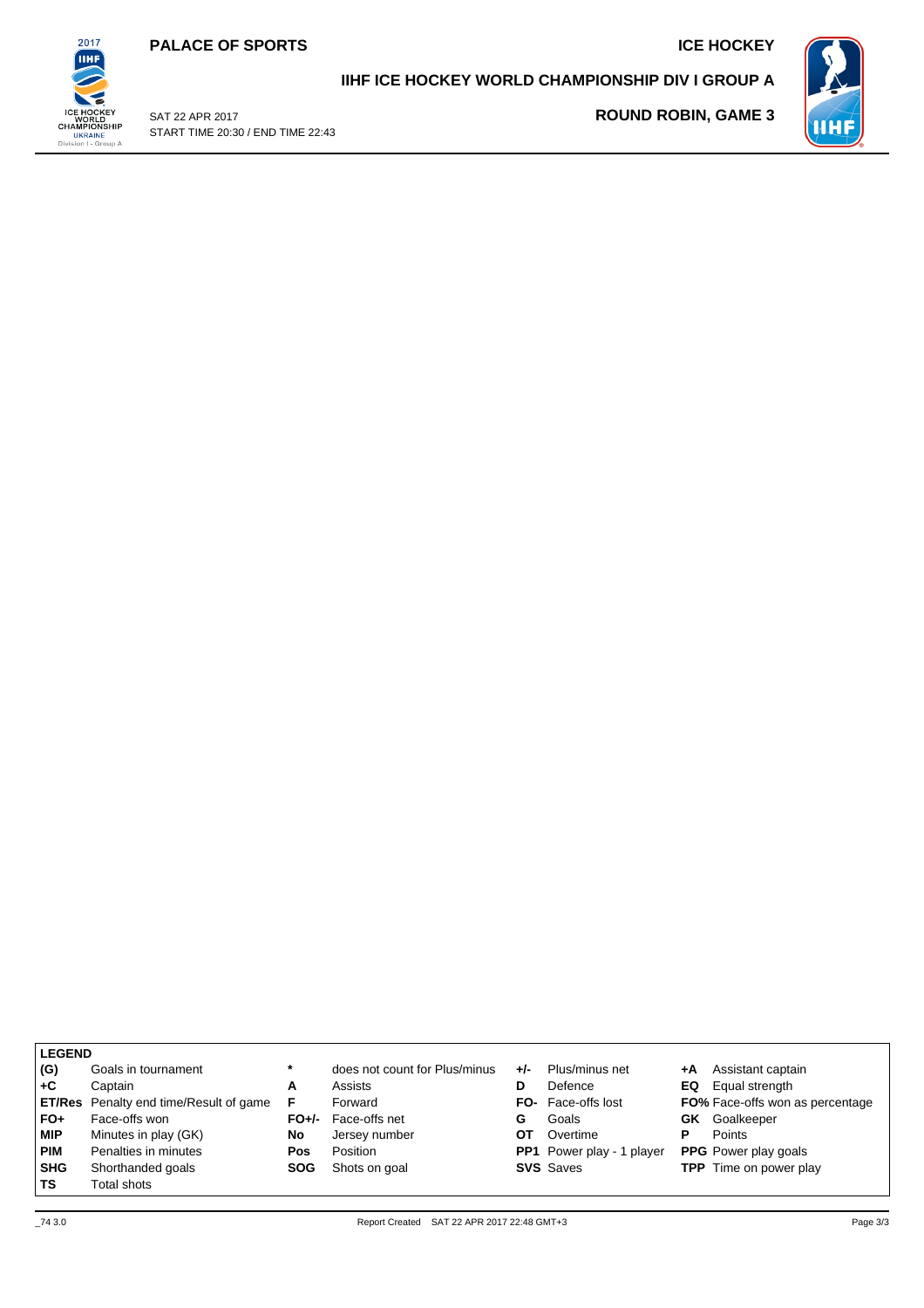# IIHF ICE HOCKEY WORLD CHAMPIONSHIP DIV I GROUP A

PALACE OF SPORTS

ICE HOCKEY

SAT 22 APR 2017
START TIME 20:30 / END TIME 22:43

ROUND ROBIN, GAME 3

| LEGEND | | | | | | | |
|---|---|---|---|---|---|---|---|
| **(G)** Goals in tournament | | **\*** | does not count for Plus/minus | **+/-** | Plus/minus net | **+A** | Assistant captain |
| **+C** | Captain | **A** | Assists | **D** | Defence | **EQ** | Equal strength |
| **ET/Res** | Penalty end time/Result of game | **F** | Forward | **FO-** | Face-offs lost | **FO%** | Face-offs won as percentage |
| **FO+** | Face-offs won | **FO+/-** | Face-offs net | **G** | Goals | **GK** | Goalkeeper |
| **MIP** | Minutes in play (GK) | **No** | Jersey number | **OT** | Overtime | **P** | Points |
| **PIM** | Penalties in minutes | **Pos** | Position | **PP1** | Power play - 1 player | **PPG** | Power play goals |
| **SHG** | Shorthanded goals | **SOG** | Shots on goal | **SVS** | Saves | **TPP** | Time on power play |
| **TS** | Total shots | | | | | | |

_74 3.0

Report Created SAT 22 APR 2017 22:48 GMT+3